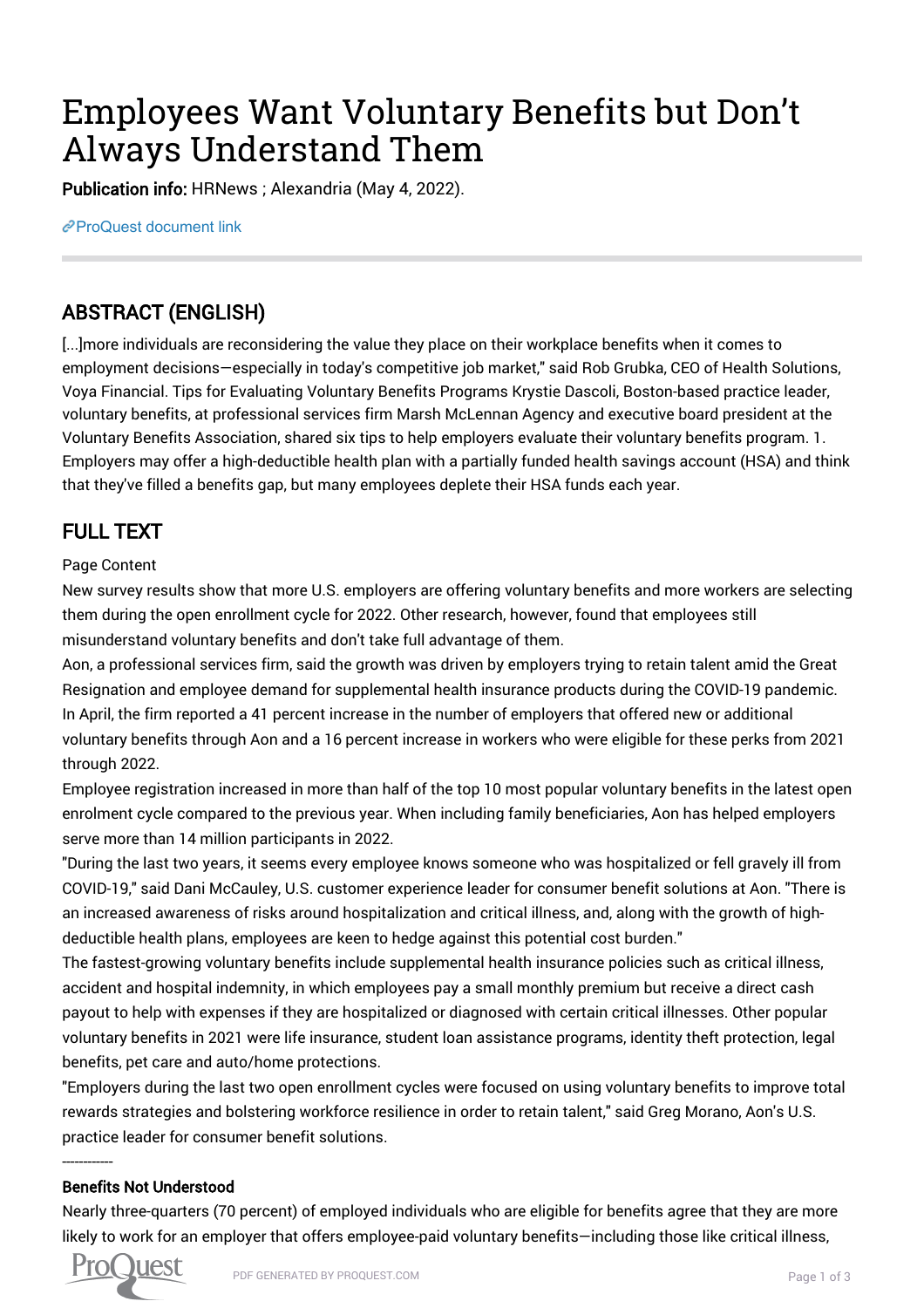# Employees Want Voluntary Benefits but Don’t Always Understand Them

**Publication info:** HRNews ; Alexandria (May 4, 2022).

ProQuest document link

## ABSTRACT (ENGLISH)

[...]more individuals are reconsidering the value they place on their workplace benefits when it comes to employment decisions—especially in today's competitive job market," said Rob Grubka, CEO of Health Solutions, Voya Financial. Tips for Evaluating Voluntary Benefits Programs Krystie Dascoli, Boston-based practice leader, voluntary benefits, at professional services firm Marsh McLennan Agency and executive board president at the Voluntary Benefits Association, shared six tips to help employers evaluate their voluntary benefits program. 1. Employers may offer a high-deductible health plan with a partially funded health savings account (HSA) and think that they've filled a benefits gap, but many employees deplete their HSA funds each year.

## FULL TEXT

Page Content

New survey results show that more U.S. employers are offering voluntary benefits and more workers are selecting them during the open enrollment cycle for 2022. Other research, however, found that employees still misunderstand voluntary benefits and don't take full advantage of them.

Aon, a professional services firm, said the growth was driven by employers trying to retain talent amid the Great Resignation and employee demand for supplemental health insurance products during the COVID-19 pandemic. In April, the firm reported a 41 percent increase in the number of employers that offered new or additional voluntary benefits through Aon and a 16 percent increase in workers who were eligible for these perks from 2021 through 2022.

Employee registration increased in more than half of the top 10 most popular voluntary benefits in the latest open enrolment cycle compared to the previous year. When including family beneficiaries, Aon has helped employers serve more than 14 million participants in 2022.

"During the last two years, it seems every employee knows someone who was hospitalized or fell gravely ill from COVID-19," said Dani McCauley, U.S. customer experience leader for consumer benefit solutions at Aon. "There is an increased awareness of risks around hospitalization and critical illness, and, along with the growth of high-deductible health plans, employees are keen to hedge against this potential cost burden."

The fastest-growing voluntary benefits include supplemental health insurance policies such as critical illness, accident and hospital indemnity, in which employees pay a small monthly premium but receive a direct cash payout to help with expenses if they are hospitalized or diagnosed with certain critical illnesses. Other popular voluntary benefits in 2021 were life insurance, student loan assistance programs, identity theft protection, legal benefits, pet care and auto/home protections.

"Employers during the last two open enrollment cycles were focused on using voluntary benefits to improve total rewards strategies and bolstering workforce resilience in order to retain talent," said Greg Morano, Aon's U.S. practice leader for consumer benefit solutions.

------------

### Benefits Not Understood

Nearly three-quarters (70 percent) of employed individuals who are eligible for benefits agree that they are more likely to work for an employer that offers employee-paid voluntary benefits—including those like critical illness,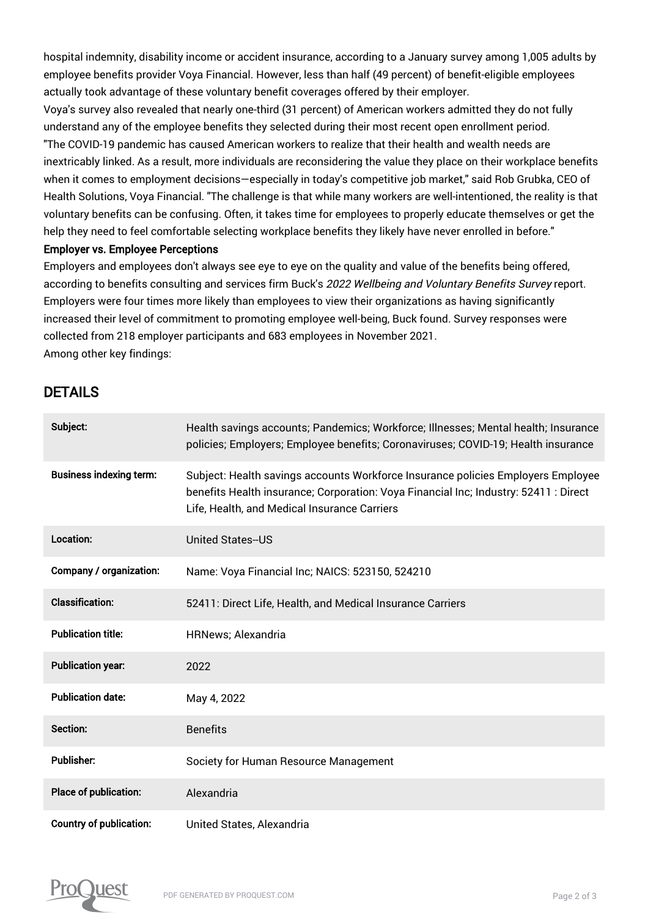hospital indemnity, disability income or accident insurance, according to a January survey among 1,005 adults by employee benefits provider Voya Financial. However, less than half (49 percent) of benefit-eligible employees actually took advantage of these voluntary benefit coverages offered by their employer.

Voya's survey also revealed that nearly one-third (31 percent) of American workers admitted they do not fully understand any of the employee benefits they selected during their most recent open enrollment period.

"The COVID-19 pandemic has caused American workers to realize that their health and wealth needs are inextricably linked. As a result, more individuals are reconsidering the value they place on their workplace benefits when it comes to employment decisions—especially in today's competitive job market," said Rob Grubka, CEO of Health Solutions, Voya Financial. "The challenge is that while many workers are well-intentioned, the reality is that voluntary benefits can be confusing. Often, it takes time for employees to properly educate themselves or get the help they need to feel comfortable selecting workplace benefits they likely have never enrolled in before."

**Employer vs. Employee Perceptions**

Employers and employees don't always see eye to eye on the quality and value of the benefits being offered, according to benefits consulting and services firm Buck's *2022 Wellbeing and Voluntary Benefits Survey* report. Employers were four times more likely than employees to view their organizations as having significantly increased their level of commitment to promoting employee well-being, Buck found. Survey responses were collected from 218 employer participants and 683 employees in November 2021.

Among other key findings:

## DETAILS

| | |
|---|---|
| **Subject:** | Health savings accounts; Pandemics; Workforce; Illnesses; Mental health; Insurance policies; Employers; Employee benefits; Coronaviruses; COVID-19; Health insurance |
| **Business indexing term:** | Subject: Health savings accounts Workforce Insurance policies Employers Employee benefits Health insurance; Corporation: Voya Financial Inc; Industry: 52411 : Direct Life, Health, and Medical Insurance Carriers |
| **Location:** | United States--US |
| **Company / organization:** | Name: Voya Financial Inc; NAICS: 523150, 524210 |
| **Classification:** | 52411: Direct Life, Health, and Medical Insurance Carriers |
| **Publication title:** | HRNews; Alexandria |
| **Publication year:** | 2022 |
| **Publication date:** | May 4, 2022 |
| **Section:** | Benefits |
| **Publisher:** | Society for Human Resource Management |
| **Place of publication:** | Alexandria |
| **Country of publication:** | United States, Alexandria |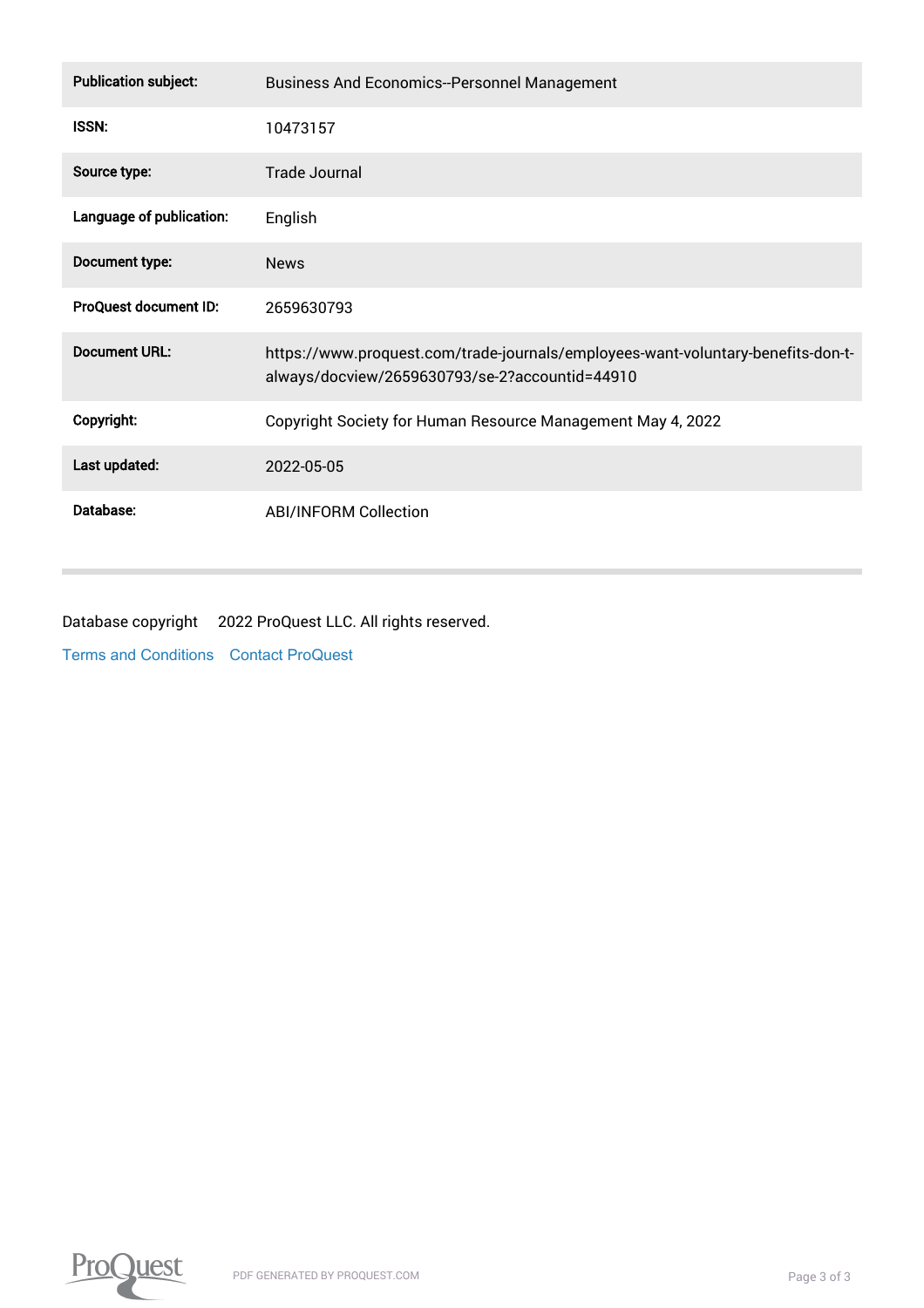| | |
|---|---|
| **Publication subject:** | Business And Economics--Personnel Management |
| **ISSN:** | 10473157 |
| **Source type:** | Trade Journal |
| **Language of publication:** | English |
| **Document type:** | News |
| **ProQuest document ID:** | 2659630793 |
| **Document URL:** | https://www.proquest.com/trade-journals/employees-want-voluntary-benefits-don-t-always/docview/2659630793/se-2?accountid=44910 |
| **Copyright:** | Copyright Society for Human Resource Management May 4, 2022 |
| **Last updated:** | 2022-05-05 |
| **Database:** | ABI/INFORM Collection |

Database copyright 2022 ProQuest LLC. All rights reserved.

Terms and Conditions Contact ProQuest